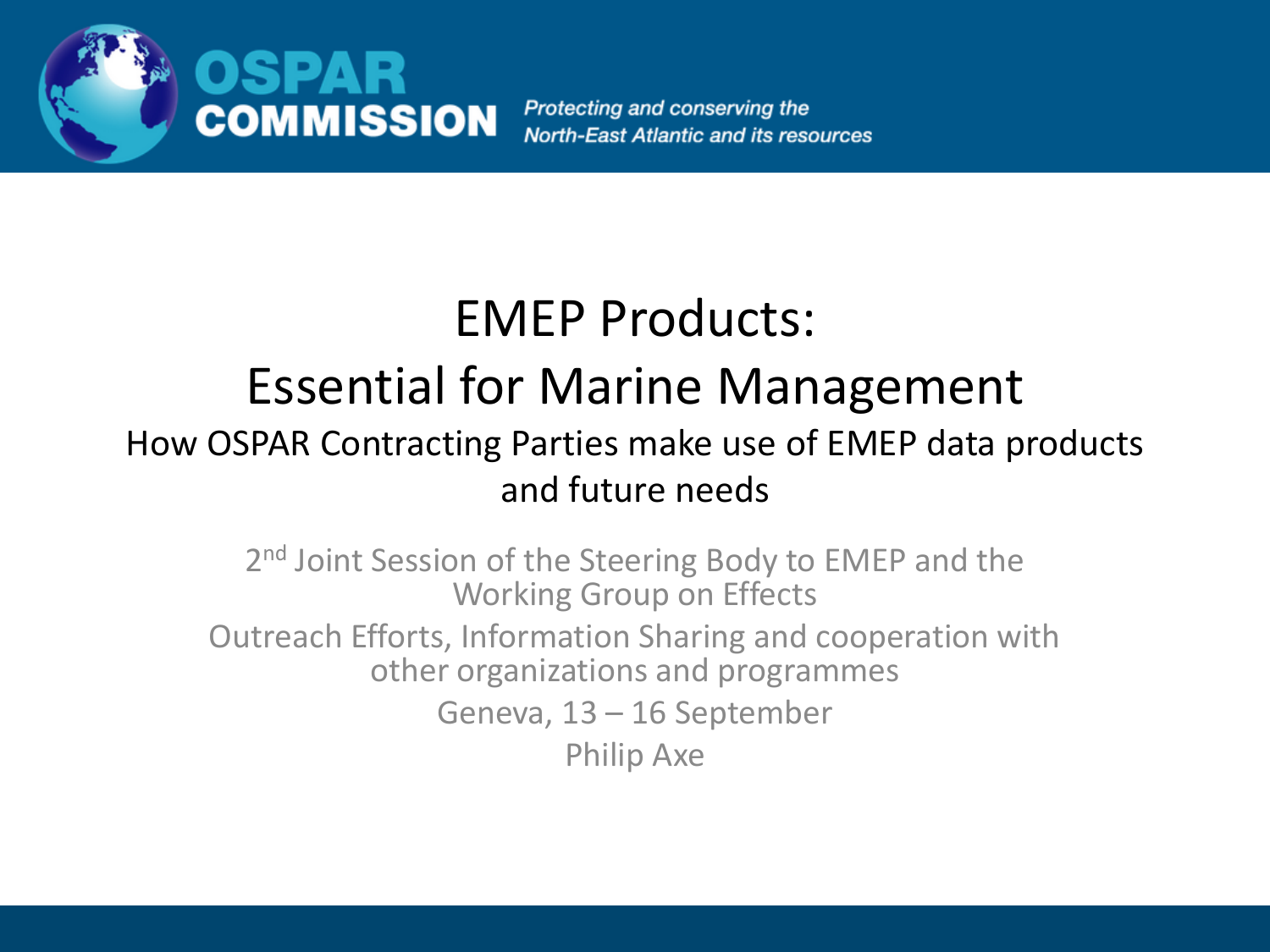OSPAR COMMISSION

*Protecting and conserving the North-East Atlantic and its resources*

# EMEP Products: Essential for Marine Management

## How OSPAR Contracting Parties make use of EMEP data products and future needs

2nd Joint Session of the Steering Body to EMEP and the Working Group on Effects

Outreach Efforts, Information Sharing and cooperation with other organizations and programmes

Geneva, 13 – 16 September

Philip Axe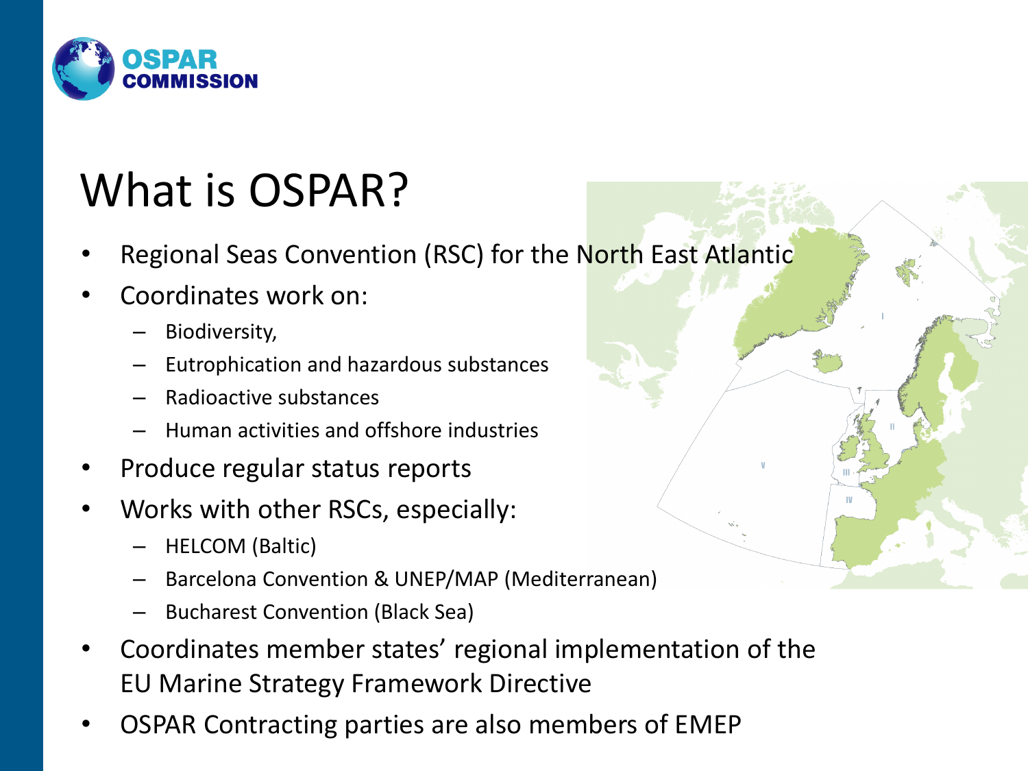# What is OSPAR?

- Regional Seas Convention (RSC) for the North East Atlantic
- Coordinates work on:
  - Biodiversity,
  - Eutrophication and hazardous substances
  - Radioactive substances
  - Human activities and offshore industries
- Produce regular status reports
- Works with other RSCs, especially:
  - HELCOM (Baltic)
  - Barcelona Convention & UNEP/MAP (Mediterranean)
  - Bucharest Convention (Black Sea)
- Coordinates member states' regional implementation of the EU Marine Strategy Framework Directive
- OSPAR Contracting parties are also members of EMEP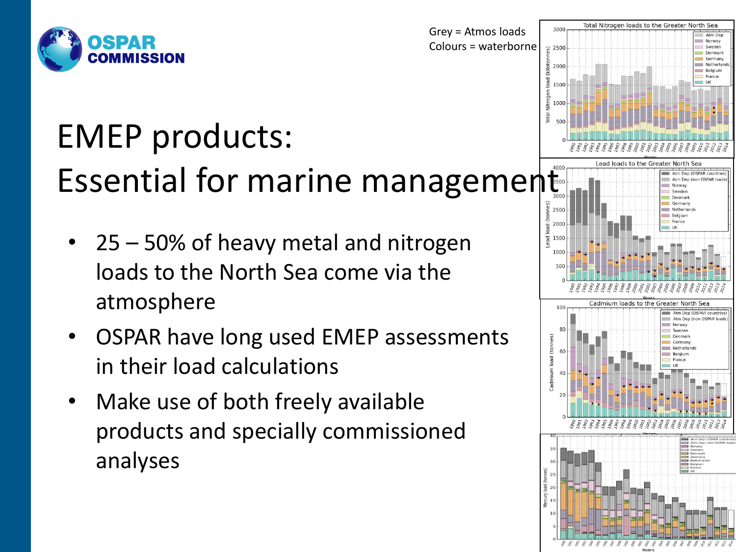# EMEP products: Essential for marine management

Grey = Atmos loads
Colours = waterborne

- 25 – 50% of heavy metal and nitrogen loads to the North Sea come via the atmosphere
- OSPAR have long used EMEP assessments in their load calculations
- Make use of both freely available products and specially commissioned analyses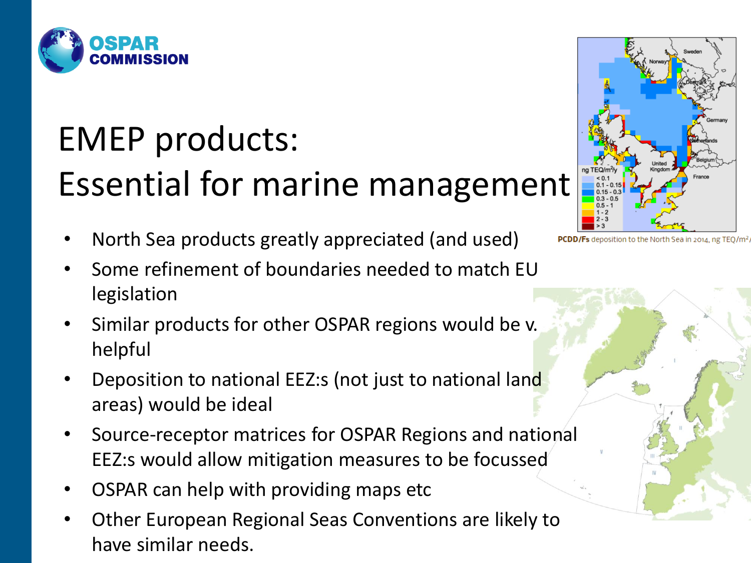# EMEP products: Essential for marine management

- North Sea products greatly appreciated (and used)
- Some refinement of boundaries needed to match EU legislation
- Similar products for other OSPAR regions would be v. helpful
- Deposition to national EEZ:s (not just to national land areas) would be ideal
- Source-receptor matrices for OSPAR Regions and national EEZ:s would allow mitigation measures to be focussed
- OSPAR can help with providing maps etc
- Other European Regional Seas Conventions are likely to have similar needs.

**PCDD/Fs** deposition to the North Sea in 2014, ng TEQ/m²/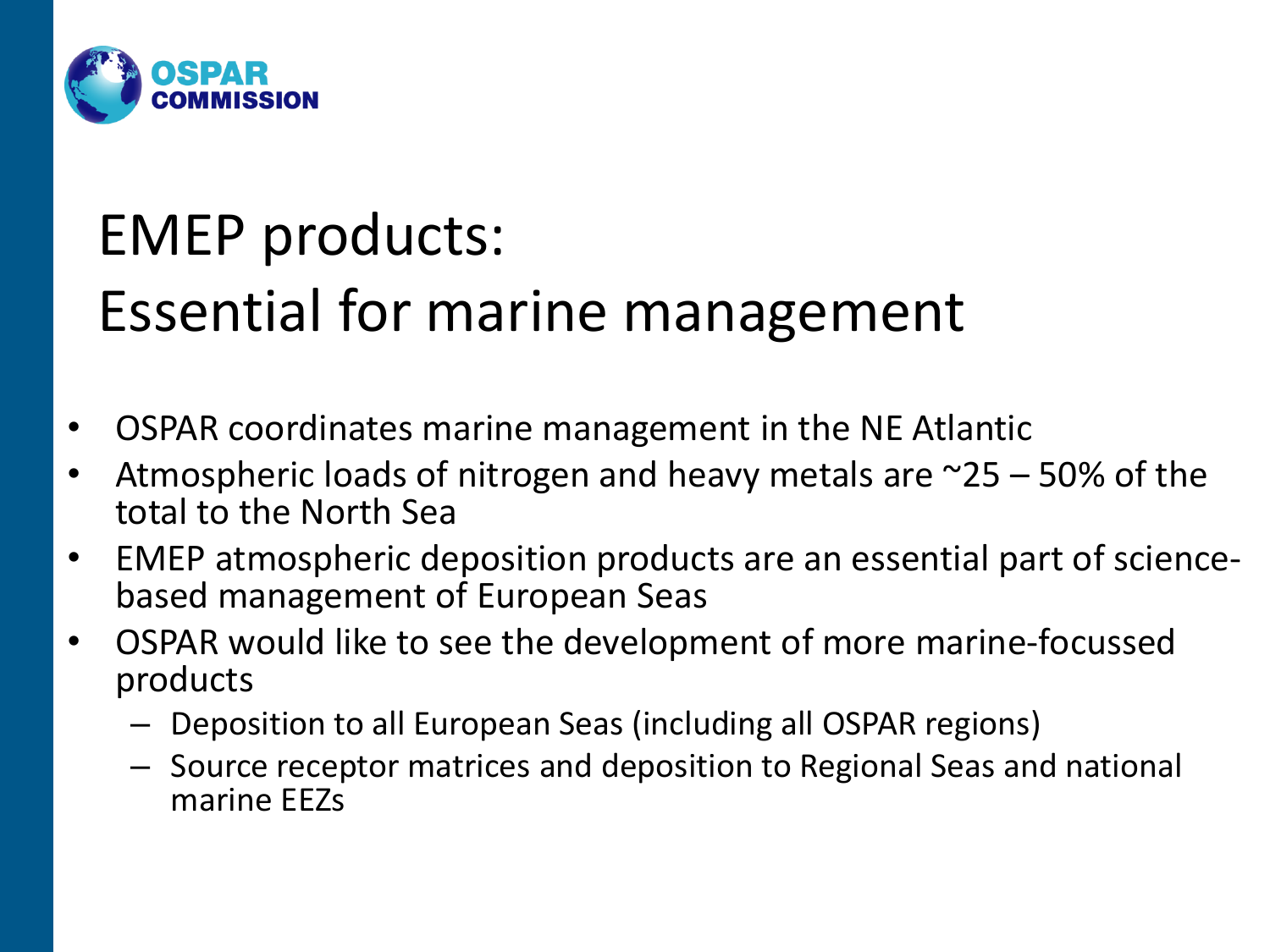# EMEP products: Essential for marine management

- OSPAR coordinates marine management in the NE Atlantic
- Atmospheric loads of nitrogen and heavy metals are ~25 – 50% of the total to the North Sea
- EMEP atmospheric deposition products are an essential part of science-based management of European Seas
- OSPAR would like to see the development of more marine-focussed products
  - Deposition to all European Seas (including all OSPAR regions)
  - Source receptor matrices and deposition to Regional Seas and national marine EEZs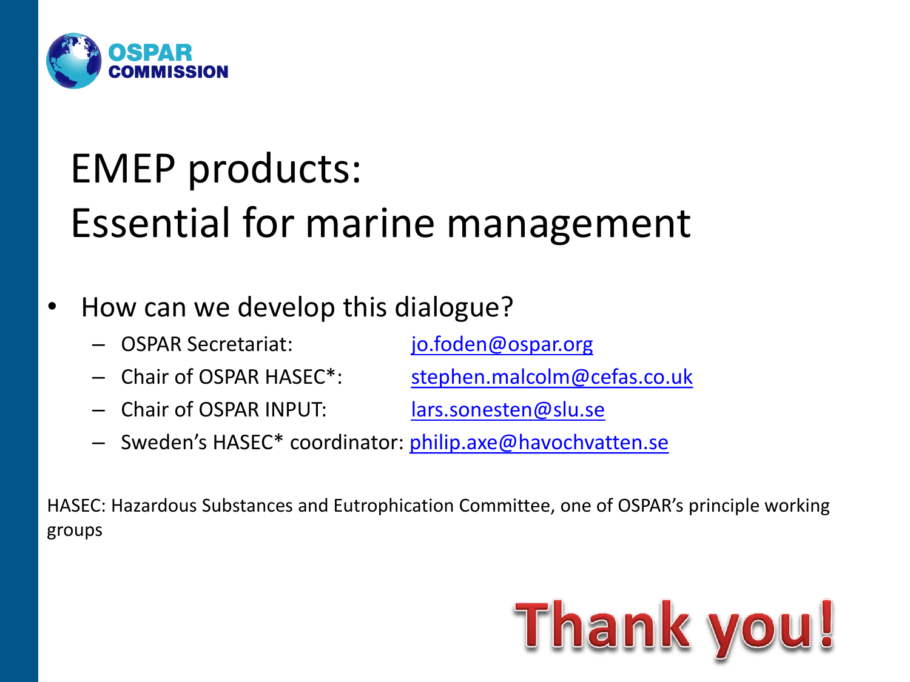OSPAR COMMISSION

# EMEP products: Essential for marine management

- How can we develop this dialogue?
  - OSPAR Secretariat: jo.foden@ospar.org
  - Chair of OSPAR HASEC*: stephen.malcolm@cefas.co.uk
  - Chair of OSPAR INPUT: lars.sonesten@slu.se
  - Sweden's HASEC* coordinator: philip.axe@havochvatten.se

HASEC: Hazardous Substances and Eutrophication Committee, one of OSPAR's principle working groups

**Thank you!**